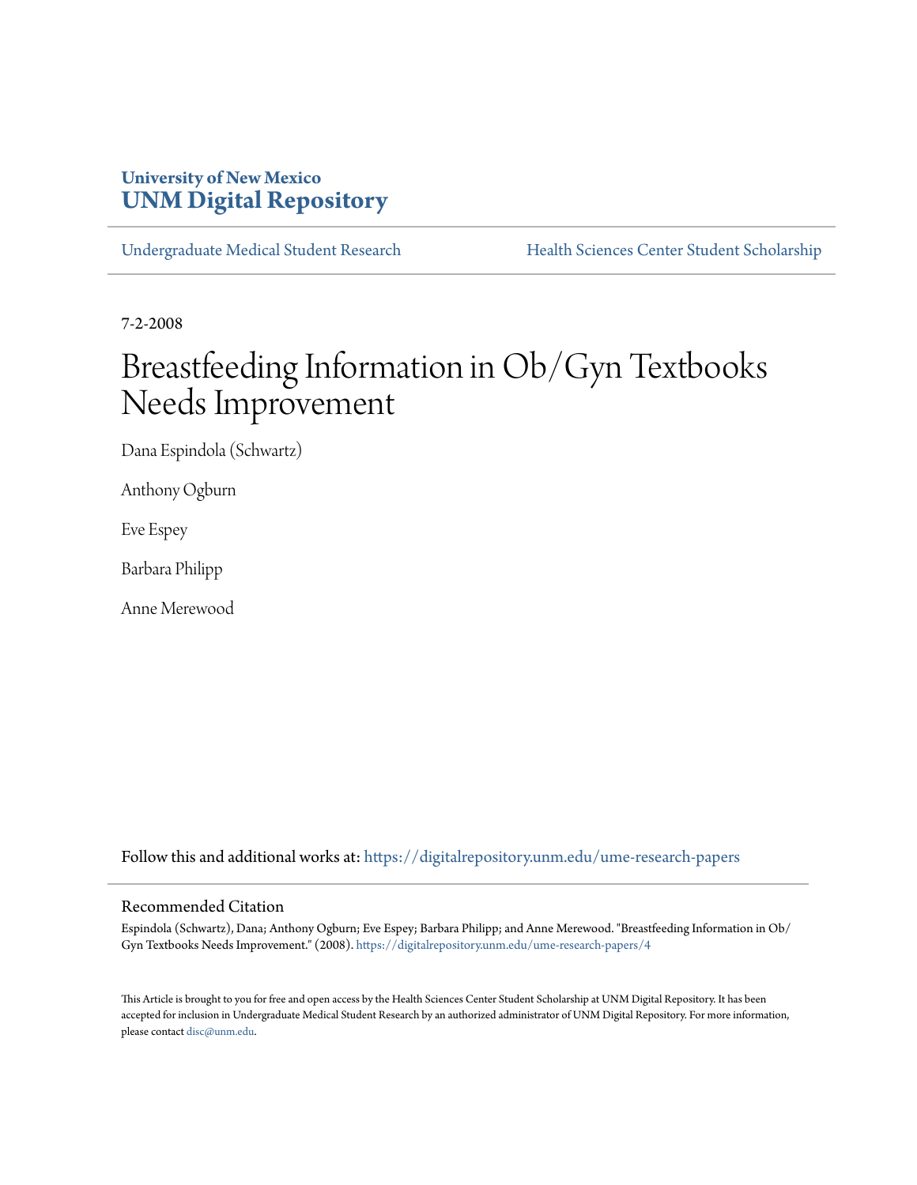University of New Mexico
**UNM Digital Repository**

Undergraduate Medical Student Research | Health Sciences Center Student Scholarship

7-2-2008

# Breastfeeding Information in Ob/Gyn Textbooks Needs Improvement

Dana Espindola (Schwartz)

Anthony Ogburn

Eve Espey

Barbara Philipp

Anne Merewood

Follow this and additional works at: https://digitalrepository.unm.edu/ume-research-papers

## Recommended Citation

Espindola (Schwartz), Dana; Anthony Ogburn; Eve Espey; Barbara Philipp; and Anne Merewood. "Breastfeeding Information in Ob/Gyn Textbooks Needs Improvement." (2008). https://digitalrepository.unm.edu/ume-research-papers/4

This Article is brought to you for free and open access by the Health Sciences Center Student Scholarship at UNM Digital Repository. It has been accepted for inclusion in Undergraduate Medical Student Research by an authorized administrator of UNM Digital Repository. For more information, please contact disc@unm.edu.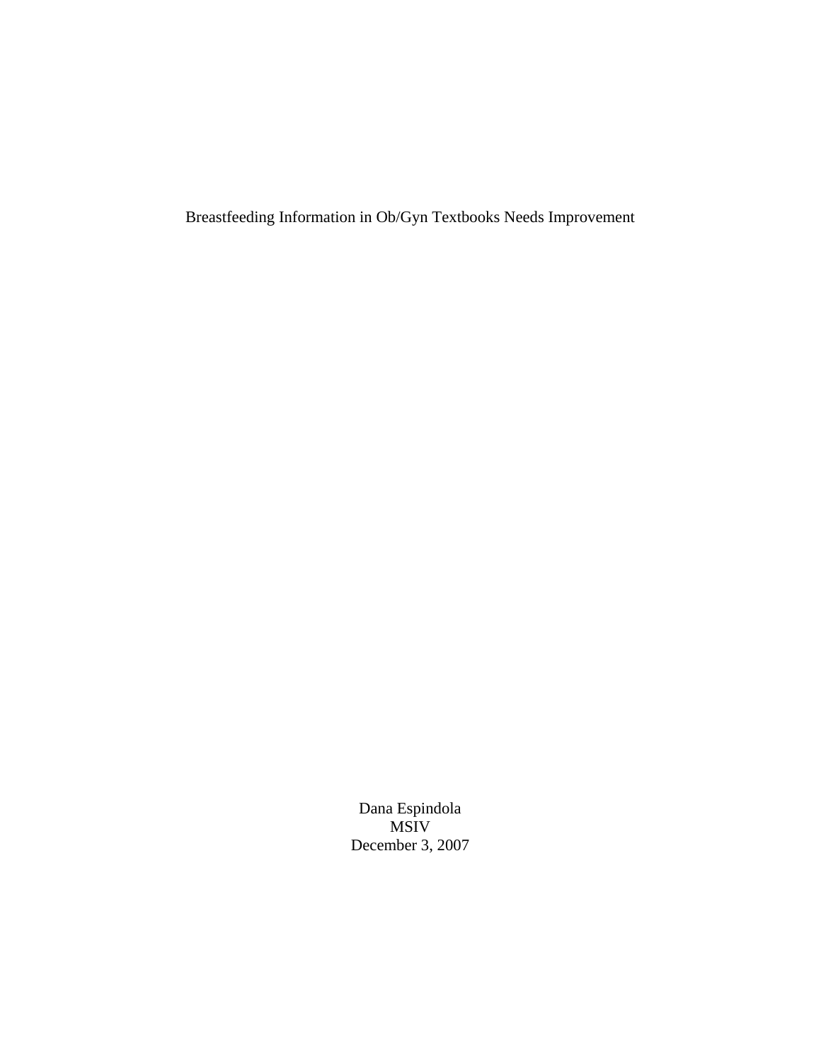# Breastfeeding Information in Ob/Gyn Textbooks Needs Improvement

Dana Espindola
MSIV
December 3, 2007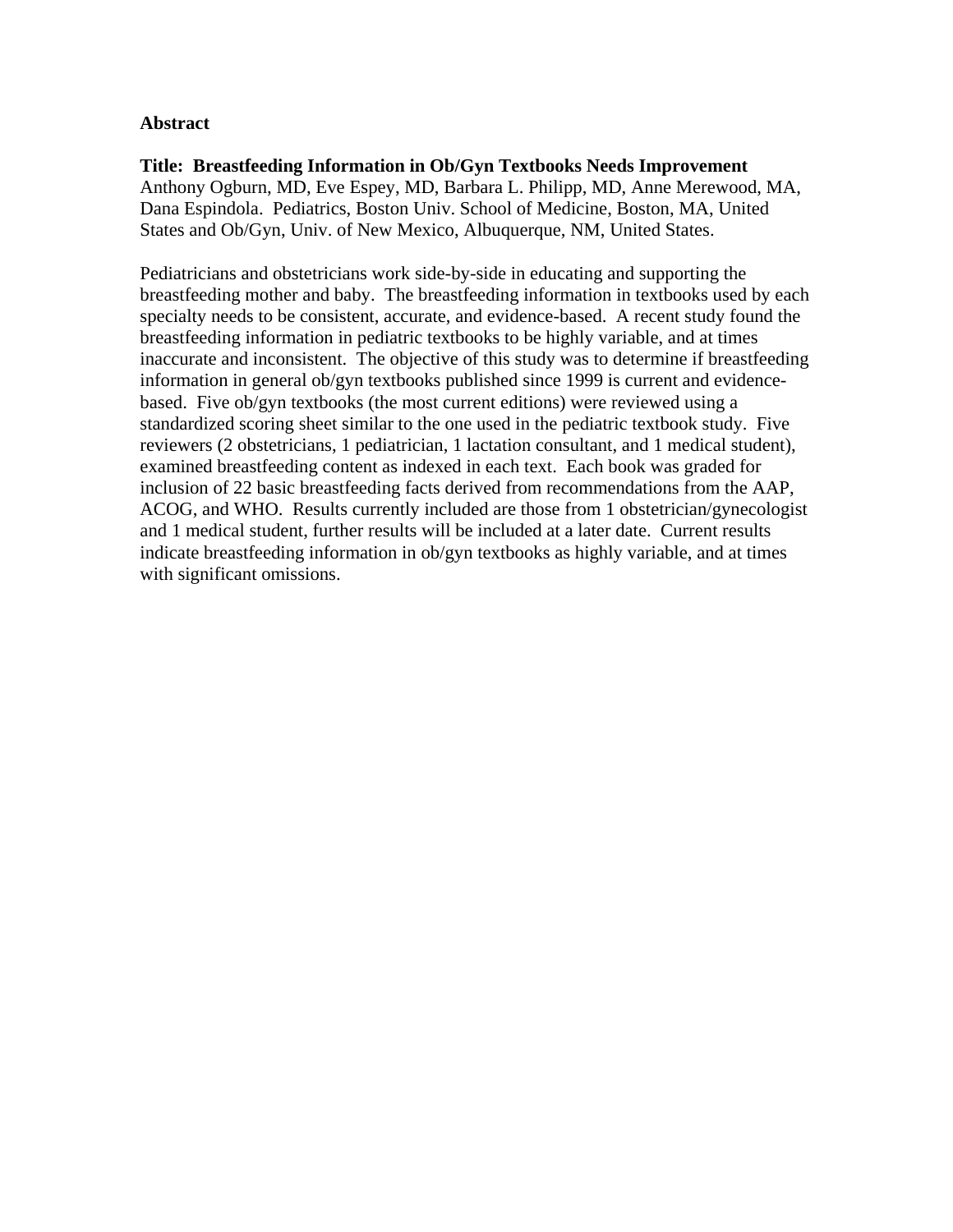**Abstract**

**Title: Breastfeeding Information in Ob/Gyn Textbooks Needs Improvement**
Anthony Ogburn, MD, Eve Espey, MD, Barbara L. Philipp, MD, Anne Merewood, MA, Dana Espindola. Pediatrics, Boston Univ. School of Medicine, Boston, MA, United States and Ob/Gyn, Univ. of New Mexico, Albuquerque, NM, United States.

Pediatricians and obstetricians work side-by-side in educating and supporting the breastfeeding mother and baby. The breastfeeding information in textbooks used by each specialty needs to be consistent, accurate, and evidence-based. A recent study found the breastfeeding information in pediatric textbooks to be highly variable, and at times inaccurate and inconsistent. The objective of this study was to determine if breastfeeding information in general ob/gyn textbooks published since 1999 is current and evidence-based. Five ob/gyn textbooks (the most current editions) were reviewed using a standardized scoring sheet similar to the one used in the pediatric textbook study. Five reviewers (2 obstetricians, 1 pediatrician, 1 lactation consultant, and 1 medical student), examined breastfeeding content as indexed in each text. Each book was graded for inclusion of 22 basic breastfeeding facts derived from recommendations from the AAP, ACOG, and WHO. Results currently included are those from 1 obstetrician/gynecologist and 1 medical student, further results will be included at a later date. Current results indicate breastfeeding information in ob/gyn textbooks as highly variable, and at times with significant omissions.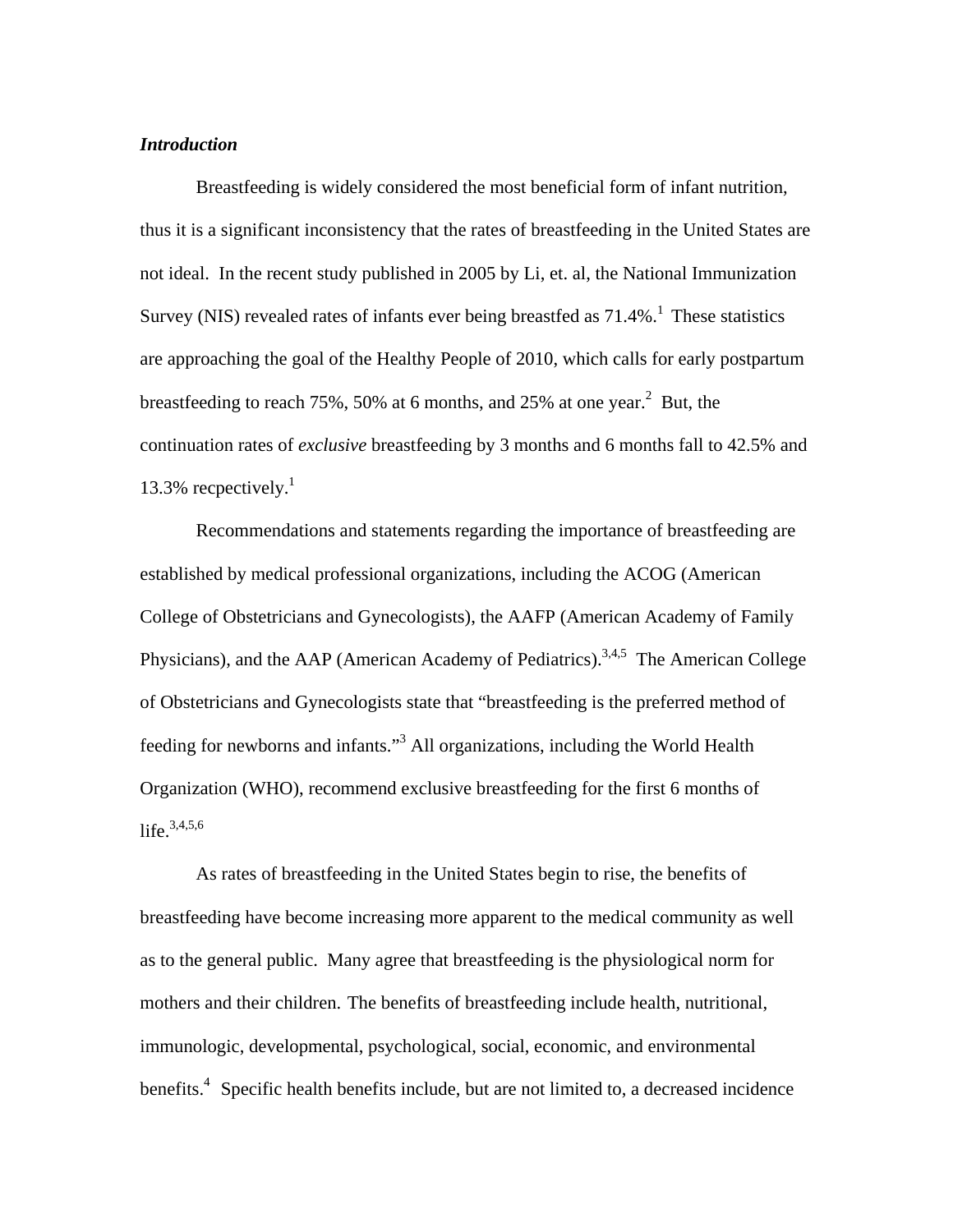***Introduction***

Breastfeeding is widely considered the most beneficial form of infant nutrition, thus it is a significant inconsistency that the rates of breastfeeding in the United States are not ideal. In the recent study published in 2005 by Li, et. al, the National Immunization Survey (NIS) revealed rates of infants ever being breastfed as 71.4%.[1] These statistics are approaching the goal of the Healthy People of 2010, which calls for early postpartum breastfeeding to reach 75%, 50% at 6 months, and 25% at one year.[2] But, the continuation rates of *exclusive* breastfeeding by 3 months and 6 months fall to 42.5% and 13.3% recpectively.[1]

Recommendations and statements regarding the importance of breastfeeding are established by medical professional organizations, including the ACOG (American College of Obstetricians and Gynecologists), the AAFP (American Academy of Family Physicians), and the AAP (American Academy of Pediatrics).[3,4,5] The American College of Obstetricians and Gynecologists state that "breastfeeding is the preferred method of feeding for newborns and infants."[3] All organizations, including the World Health Organization (WHO), recommend exclusive breastfeeding for the first 6 months of life.[3,4,5,6]

As rates of breastfeeding in the United States begin to rise, the benefits of breastfeeding have become increasing more apparent to the medical community as well as to the general public. Many agree that breastfeeding is the physiological norm for mothers and their children. The benefits of breastfeeding include health, nutritional, immunologic, developmental, psychological, social, economic, and environmental benefits.[4] Specific health benefits include, but are not limited to, a decreased incidence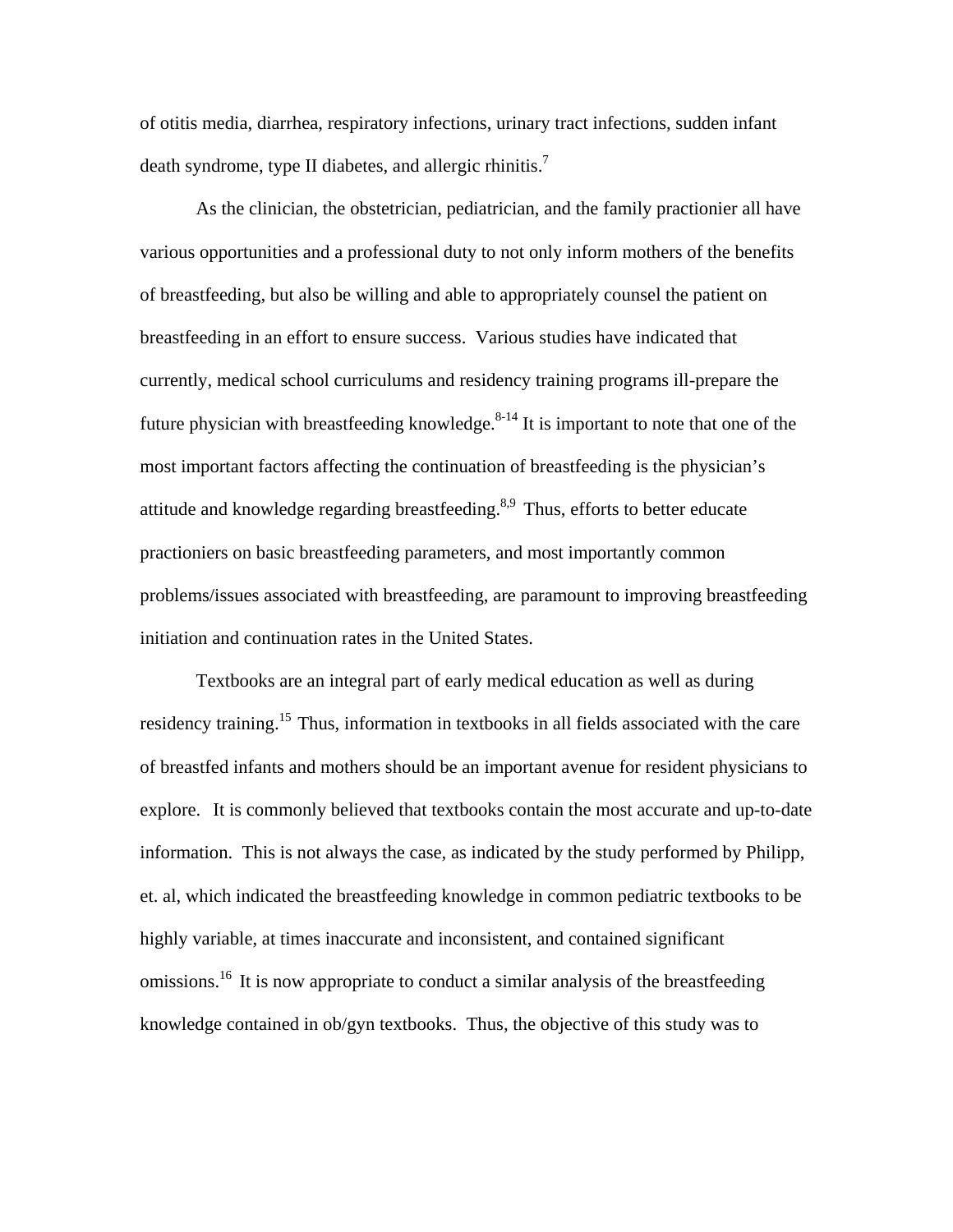of otitis media, diarrhea, respiratory infections, urinary tract infections, sudden infant death syndrome, type II diabetes, and allergic rhinitis.[7]

As the clinician, the obstetrician, pediatrician, and the family practionier all have various opportunities and a professional duty to not only inform mothers of the benefits of breastfeeding, but also be willing and able to appropriately counsel the patient on breastfeeding in an effort to ensure success. Various studies have indicated that currently, medical school curriculums and residency training programs ill-prepare the future physician with breastfeeding knowledge.[8-14] It is important to note that one of the most important factors affecting the continuation of breastfeeding is the physician's attitude and knowledge regarding breastfeeding.[8,9] Thus, efforts to better educate practioniers on basic breastfeeding parameters, and most importantly common problems/issues associated with breastfeeding, are paramount to improving breastfeeding initiation and continuation rates in the United States.

Textbooks are an integral part of early medical education as well as during residency training.[15] Thus, information in textbooks in all fields associated with the care of breastfed infants and mothers should be an important avenue for resident physicians to explore. It is commonly believed that textbooks contain the most accurate and up-to-date information. This is not always the case, as indicated by the study performed by Philipp, et. al, which indicated the breastfeeding knowledge in common pediatric textbooks to be highly variable, at times inaccurate and inconsistent, and contained significant omissions.[16] It is now appropriate to conduct a similar analysis of the breastfeeding knowledge contained in ob/gyn textbooks. Thus, the objective of this study was to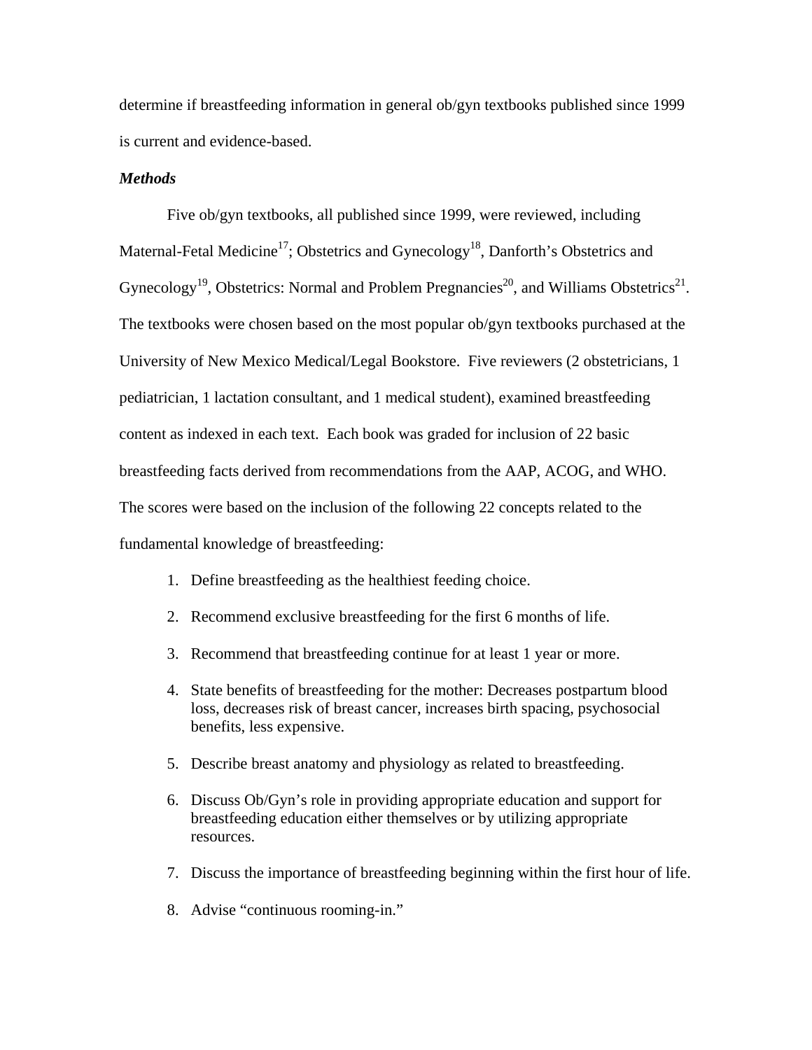determine if breastfeeding information in general ob/gyn textbooks published since 1999 is current and evidence-based.

***Methods***

Five ob/gyn textbooks, all published since 1999, were reviewed, including Maternal-Fetal Medicine[17]; Obstetrics and Gynecology[18], Danforth's Obstetrics and Gynecology[19], Obstetrics: Normal and Problem Pregnancies[20], and Williams Obstetrics[21]. The textbooks were chosen based on the most popular ob/gyn textbooks purchased at the University of New Mexico Medical/Legal Bookstore. Five reviewers (2 obstetricians, 1 pediatrician, 1 lactation consultant, and 1 medical student), examined breastfeeding content as indexed in each text. Each book was graded for inclusion of 22 basic breastfeeding facts derived from recommendations from the AAP, ACOG, and WHO. The scores were based on the inclusion of the following 22 concepts related to the fundamental knowledge of breastfeeding:

1. Define breastfeeding as the healthiest feeding choice.
2. Recommend exclusive breastfeeding for the first 6 months of life.
3. Recommend that breastfeeding continue for at least 1 year or more.
4. State benefits of breastfeeding for the mother: Decreases postpartum blood loss, decreases risk of breast cancer, increases birth spacing, psychosocial benefits, less expensive.
5. Describe breast anatomy and physiology as related to breastfeeding.
6. Discuss Ob/Gyn's role in providing appropriate education and support for breastfeeding education either themselves or by utilizing appropriate resources.
7. Discuss the importance of breastfeeding beginning within the first hour of life.
8. Advise "continuous rooming-in."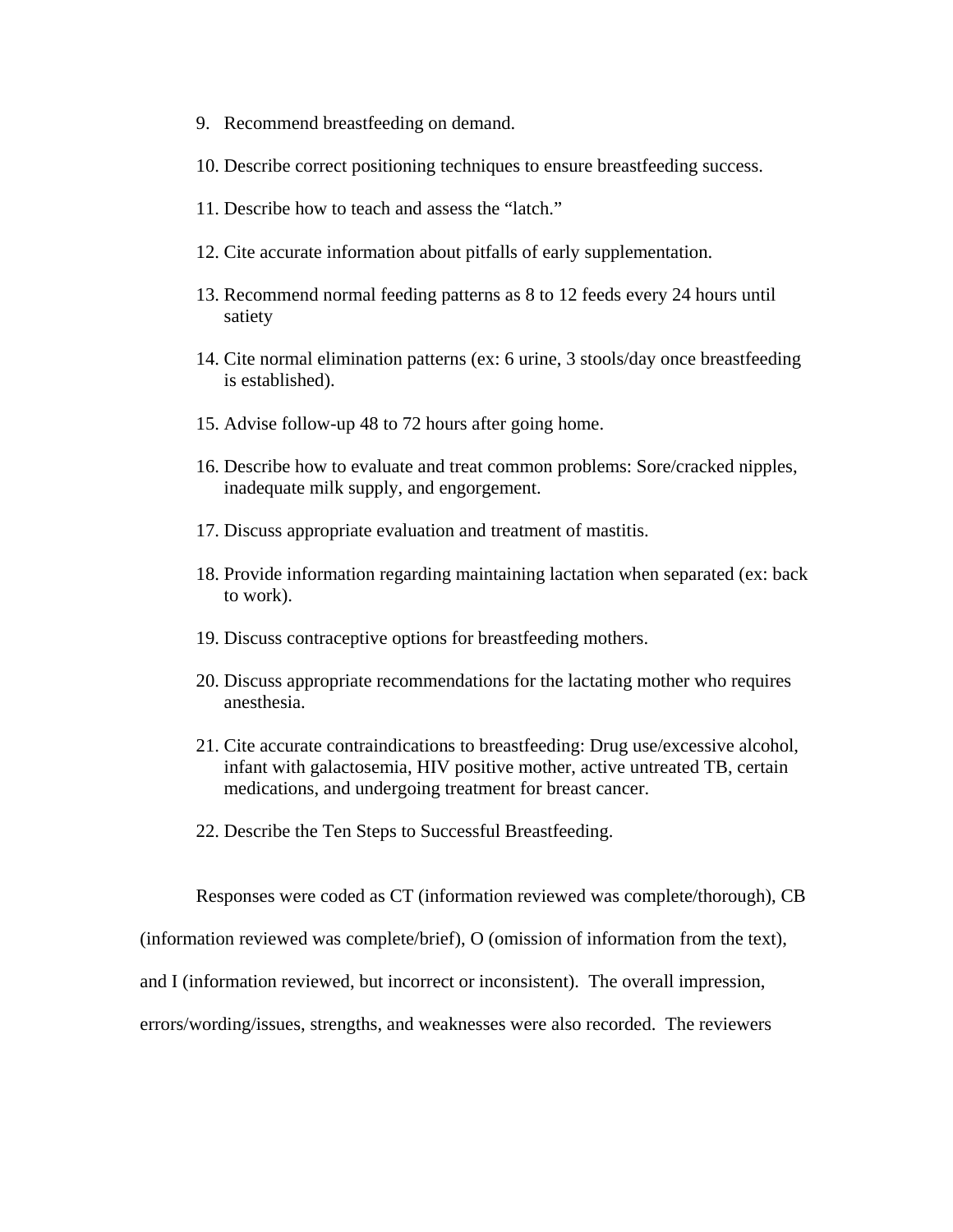9. Recommend breastfeeding on demand.

10. Describe correct positioning techniques to ensure breastfeeding success.

11. Describe how to teach and assess the "latch."

12. Cite accurate information about pitfalls of early supplementation.

13. Recommend normal feeding patterns as 8 to 12 feeds every 24 hours until satiety

14. Cite normal elimination patterns (ex: 6 urine, 3 stools/day once breastfeeding is established).

15. Advise follow-up 48 to 72 hours after going home.

16. Describe how to evaluate and treat common problems: Sore/cracked nipples, inadequate milk supply, and engorgement.

17. Discuss appropriate evaluation and treatment of mastitis.

18. Provide information regarding maintaining lactation when separated (ex: back to work).

19. Discuss contraceptive options for breastfeeding mothers.

20. Discuss appropriate recommendations for the lactating mother who requires anesthesia.

21. Cite accurate contraindications to breastfeeding: Drug use/excessive alcohol, infant with galactosemia, HIV positive mother, active untreated TB, certain medications, and undergoing treatment for breast cancer.

22. Describe the Ten Steps to Successful Breastfeeding.

Responses were coded as CT (information reviewed was complete/thorough), CB (information reviewed was complete/brief), O (omission of information from the text), and I (information reviewed, but incorrect or inconsistent). The overall impression, errors/wording/issues, strengths, and weaknesses were also recorded. The reviewers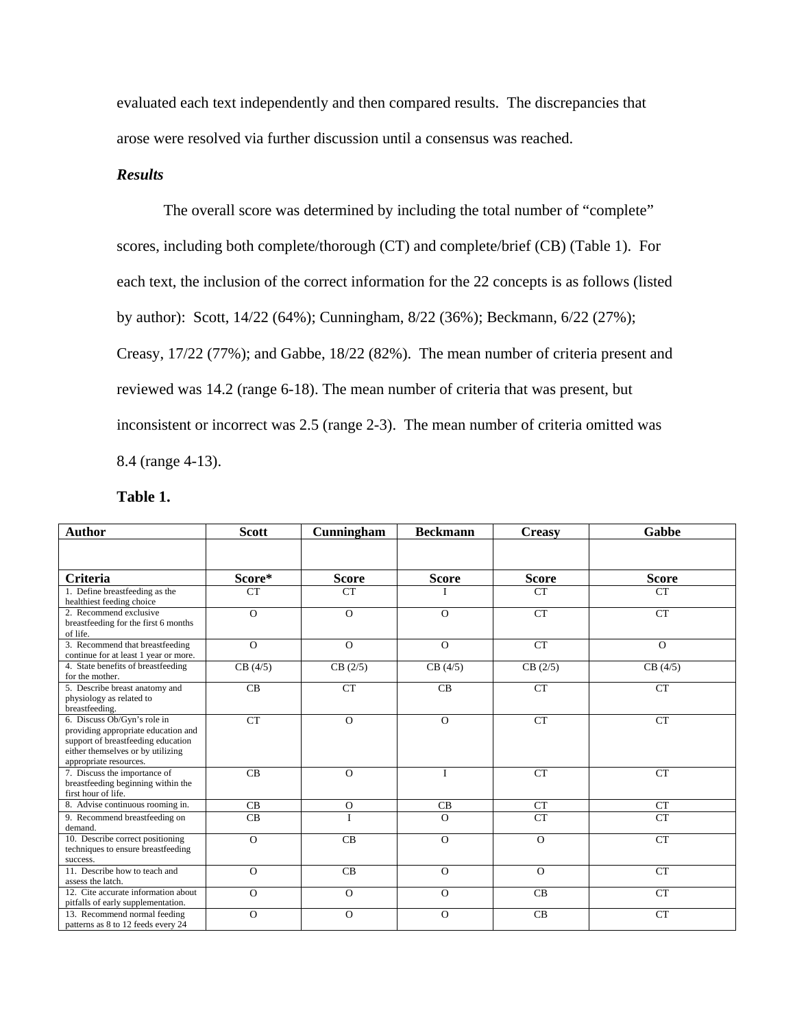evaluated each text independently and then compared results. The discrepancies that arose were resolved via further discussion until a consensus was reached.

### *Results*

The overall score was determined by including the total number of "complete" scores, including both complete/thorough (CT) and complete/brief (CB) (Table 1). For each text, the inclusion of the correct information for the 22 concepts is as follows (listed by author): Scott, 14/22 (64%); Cunningham, 8/22 (36%); Beckmann, 6/22 (27%); Creasy, 17/22 (77%); and Gabbe, 18/22 (82%). The mean number of criteria present and reviewed was 14.2 (range 6-18). The mean number of criteria that was present, but inconsistent or incorrect was 2.5 (range 2-3). The mean number of criteria omitted was 8.4 (range 4-13).

**Table 1.**

| Author | Scott | Cunningham | Beckmann | Creasy | Gabbe |
|---|---|---|---|---|---|
| | | | | | |
| **Criteria** | **Score*** | **Score** | **Score** | **Score** | **Score** |
| 1. Define breastfeeding as the healthiest feeding choice | CT | CT | I | CT | CT |
| 2. Recommend exclusive breastfeeding for the first 6 months of life. | O | O | O | CT | CT |
| 3. Recommend that breastfeeding continue for at least 1 year or more. | O | O | O | CT | O |
| 4. State benefits of breastfeeding for the mother. | CB (4/5) | CB (2/5) | CB (4/5) | CB (2/5) | CB (4/5) |
| 5. Describe breast anatomy and physiology as related to breastfeeding. | CB | CT | CB | CT | CT |
| 6. Discuss Ob/Gyn's role in providing appropriate education and support of breastfeeding education either themselves or by utilizing appropriate resources. | CT | O | O | CT | CT |
| 7. Discuss the importance of breastfeeding beginning within the first hour of life. | CB | O | I | CT | CT |
| 8. Advise continuous rooming in. | CB | O | CB | CT | CT |
| 9. Recommend breastfeeding on demand. | CB | I | O | CT | CT |
| 10. Describe correct positioning techniques to ensure breastfeeding success. | O | CB | O | O | CT |
| 11. Describe how to teach and assess the latch. | O | CB | O | O | CT |
| 12. Cite accurate information about pitfalls of early supplementation. | O | O | O | CB | CT |
| 13. Recommend normal feeding patterns as 8 to 12 feeds every 24 | O | O | O | CB | CT |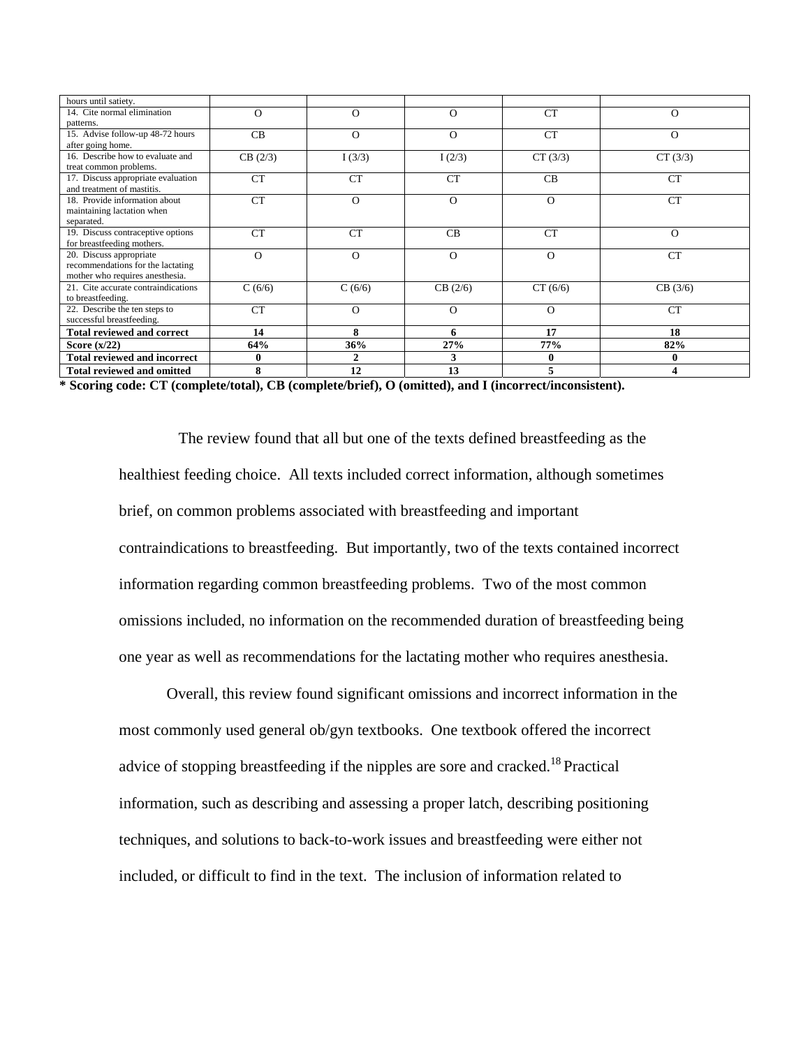| hours until satiety. | | | | | |
|---|---|---|---|---|---|
| 14. Cite normal elimination patterns. | O | O | O | CT | O |
| 15. Advise follow-up 48-72 hours after going home. | CB | O | O | CT | O |
| 16. Describe how to evaluate and treat common problems. | CB (2/3) | I (3/3) | I (2/3) | CT (3/3) | CT (3/3) |
| 17. Discuss appropriate evaluation and treatment of mastitis. | CT | CT | CT | CB | CT |
| 18. Provide information about maintaining lactation when separated. | CT | O | O | O | CT |
| 19. Discuss contraceptive options for breastfeeding mothers. | CT | CT | CB | CT | O |
| 20. Discuss appropriate recommendations for the lactating mother who requires anesthesia. | O | O | O | O | CT |
| 21. Cite accurate contraindications to breastfeeding. | C (6/6) | C (6/6) | CB (2/6) | CT (6/6) | CB (3/6) |
| 22. Describe the ten steps to successful breastfeeding. | CT | O | O | O | CT |
| **Total reviewed and correct** | **14** | **8** | **6** | **17** | **18** |
| **Score (x/22)** | **64%** | **36%** | **27%** | **77%** | **82%** |
| **Total reviewed and incorrect** | **0** | **2** | **3** | **0** | **0** |
| **Total reviewed and omitted** | **8** | **12** | **13** | **5** | **4** |

**\* Scoring code: CT (complete/total), CB (complete/brief), O (omitted), and I (incorrect/inconsistent).**

The review found that all but one of the texts defined breastfeeding as the healthiest feeding choice. All texts included correct information, although sometimes brief, on common problems associated with breastfeeding and important contraindications to breastfeeding. But importantly, two of the texts contained incorrect information regarding common breastfeeding problems. Two of the most common omissions included, no information on the recommended duration of breastfeeding being one year as well as recommendations for the lactating mother who requires anesthesia.

Overall, this review found significant omissions and incorrect information in the most commonly used general ob/gyn textbooks. One textbook offered the incorrect advice of stopping breastfeeding if the nipples are sore and cracked.[18] Practical information, such as describing and assessing a proper latch, describing positioning techniques, and solutions to back-to-work issues and breastfeeding were either not included, or difficult to find in the text. The inclusion of information related to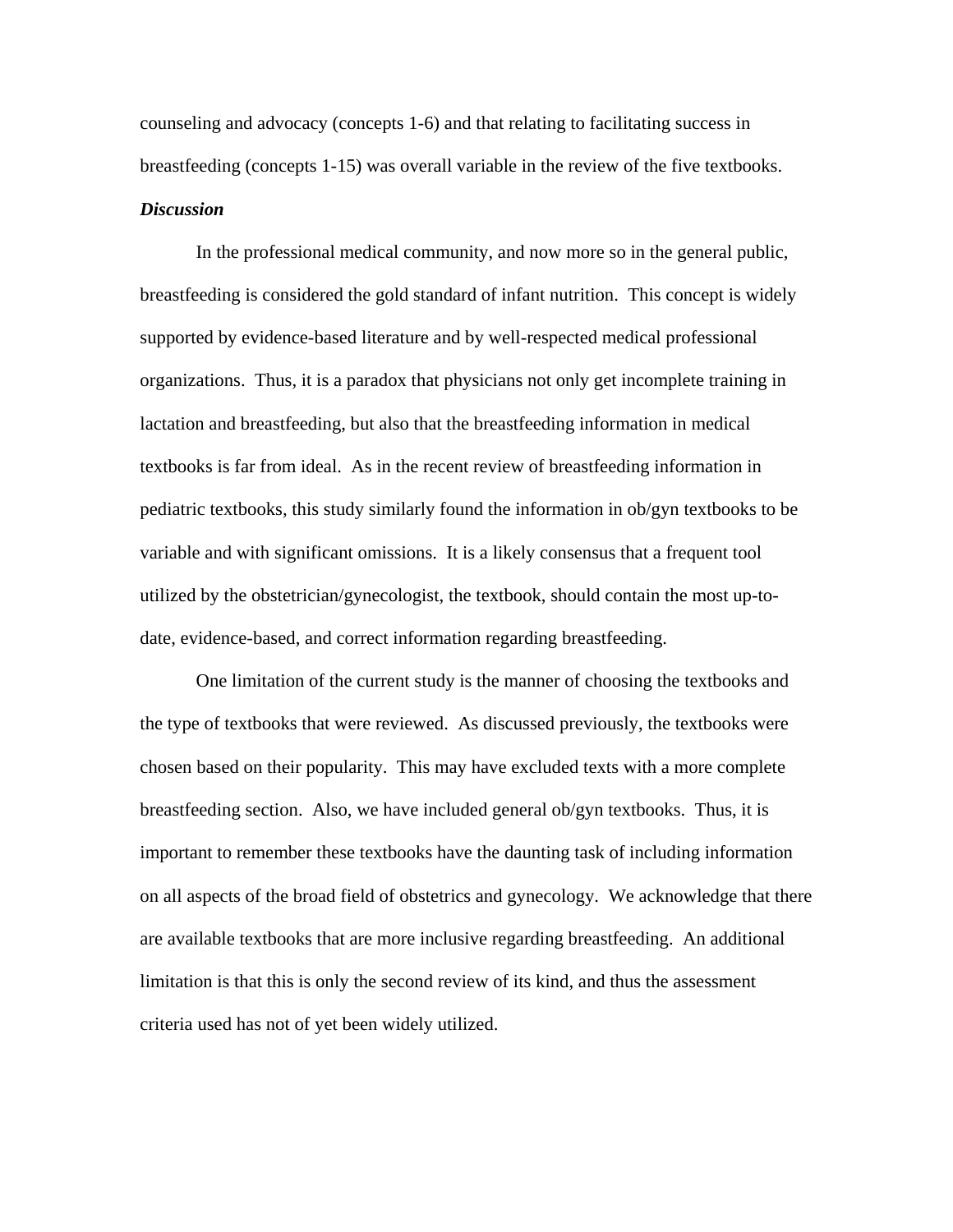counseling and advocacy (concepts 1-6) and that relating to facilitating success in breastfeeding (concepts 1-15) was overall variable in the review of the five textbooks.

***Discussion***

In the professional medical community, and now more so in the general public, breastfeeding is considered the gold standard of infant nutrition. This concept is widely supported by evidence-based literature and by well-respected medical professional organizations. Thus, it is a paradox that physicians not only get incomplete training in lactation and breastfeeding, but also that the breastfeeding information in medical textbooks is far from ideal. As in the recent review of breastfeeding information in pediatric textbooks, this study similarly found the information in ob/gyn textbooks to be variable and with significant omissions. It is a likely consensus that a frequent tool utilized by the obstetrician/gynecologist, the textbook, should contain the most up-to-date, evidence-based, and correct information regarding breastfeeding.

One limitation of the current study is the manner of choosing the textbooks and the type of textbooks that were reviewed. As discussed previously, the textbooks were chosen based on their popularity. This may have excluded texts with a more complete breastfeeding section. Also, we have included general ob/gyn textbooks. Thus, it is important to remember these textbooks have the daunting task of including information on all aspects of the broad field of obstetrics and gynecology. We acknowledge that there are available textbooks that are more inclusive regarding breastfeeding. An additional limitation is that this is only the second review of its kind, and thus the assessment criteria used has not of yet been widely utilized.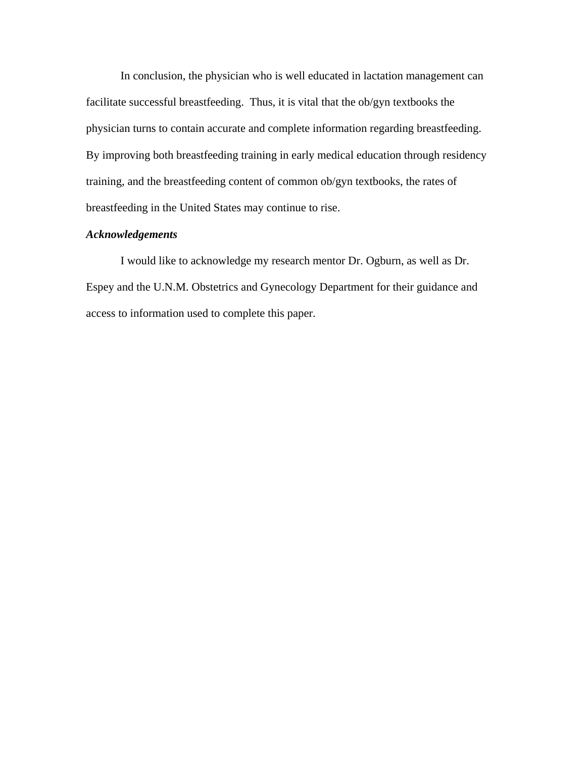In conclusion, the physician who is well educated in lactation management can facilitate successful breastfeeding. Thus, it is vital that the ob/gyn textbooks the physician turns to contain accurate and complete information regarding breastfeeding. By improving both breastfeeding training in early medical education through residency training, and the breastfeeding content of common ob/gyn textbooks, the rates of breastfeeding in the United States may continue to rise.

***Acknowledgements***

I would like to acknowledge my research mentor Dr. Ogburn, as well as Dr. Espey and the U.N.M. Obstetrics and Gynecology Department for their guidance and access to information used to complete this paper.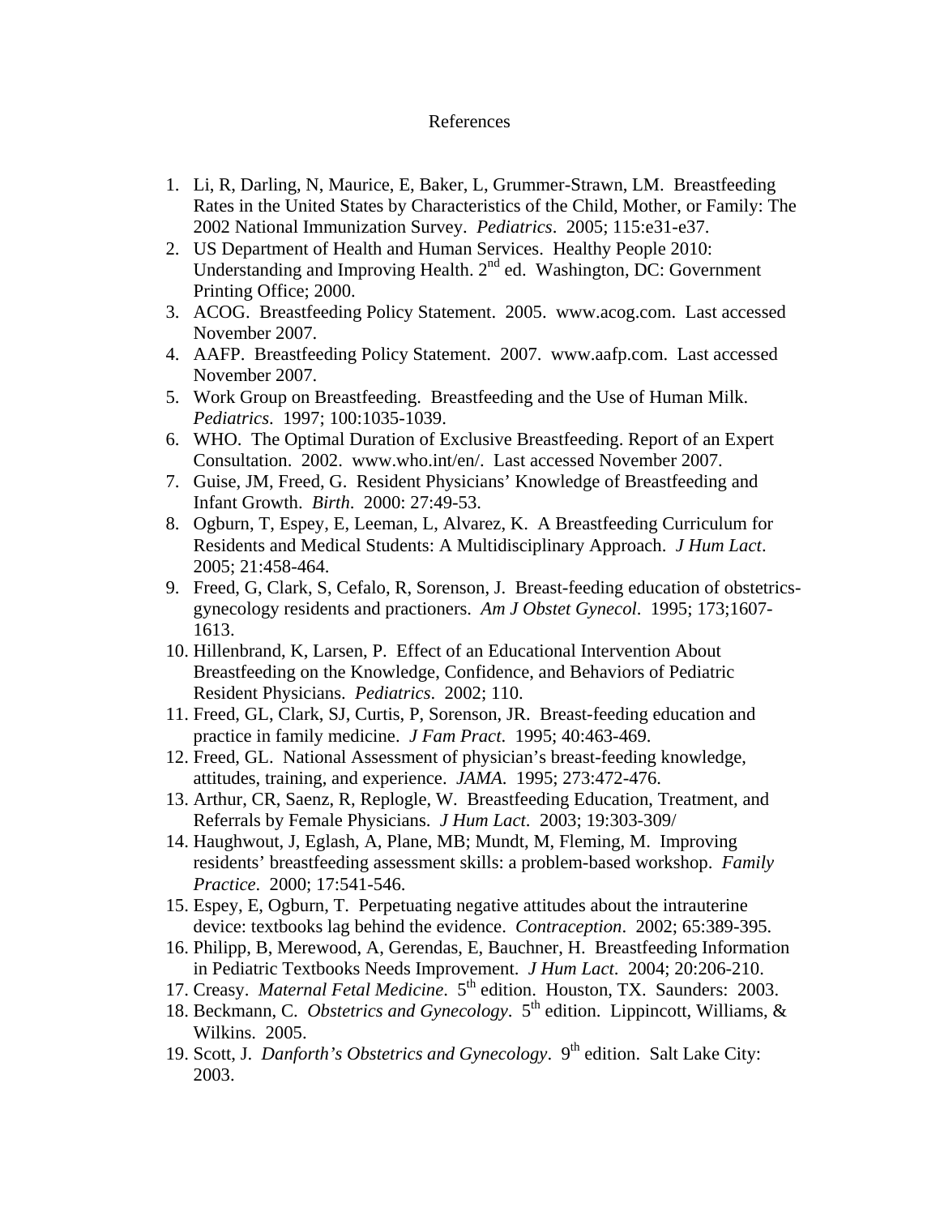# References

1. Li, R, Darling, N, Maurice, E, Baker, L, Grummer-Strawn, LM. Breastfeeding Rates in the United States by Characteristics of the Child, Mother, or Family: The 2002 National Immunization Survey. *Pediatrics*. 2005; 115:e31-e37.
2. US Department of Health and Human Services. Healthy People 2010: Understanding and Improving Health. 2nd ed. Washington, DC: Government Printing Office; 2000.
3. ACOG. Breastfeeding Policy Statement. 2005. www.acog.com. Last accessed November 2007.
4. AAFP. Breastfeeding Policy Statement. 2007. www.aafp.com. Last accessed November 2007.
5. Work Group on Breastfeeding. Breastfeeding and the Use of Human Milk. *Pediatrics*. 1997; 100:1035-1039.
6. WHO. The Optimal Duration of Exclusive Breastfeeding. Report of an Expert Consultation. 2002. www.who.int/en/. Last accessed November 2007.
7. Guise, JM, Freed, G. Resident Physicians' Knowledge of Breastfeeding and Infant Growth. *Birth*. 2000: 27:49-53.
8. Ogburn, T, Espey, E, Leeman, L, Alvarez, K. A Breastfeeding Curriculum for Residents and Medical Students: A Multidisciplinary Approach. *J Hum Lact*. 2005; 21:458-464.
9. Freed, G, Clark, S, Cefalo, R, Sorenson, J. Breast-feeding education of obstetrics-gynecology residents and practioners. *Am J Obstet Gynecol*. 1995; 173;1607-1613.
10. Hillenbrand, K, Larsen, P. Effect of an Educational Intervention About Breastfeeding on the Knowledge, Confidence, and Behaviors of Pediatric Resident Physicians. *Pediatrics*. 2002; 110.
11. Freed, GL, Clark, SJ, Curtis, P, Sorenson, JR. Breast-feeding education and practice in family medicine. *J Fam Pract*. 1995; 40:463-469.
12. Freed, GL. National Assessment of physician's breast-feeding knowledge, attitudes, training, and experience. *JAMA*. 1995; 273:472-476.
13. Arthur, CR, Saenz, R, Replogle, W. Breastfeeding Education, Treatment, and Referrals by Female Physicians. *J Hum Lact*. 2003; 19:303-309/
14. Haughwout, J, Eglash, A, Plane, MB; Mundt, M, Fleming, M. Improving residents' breastfeeding assessment skills: a problem-based workshop. *Family Practice*. 2000; 17:541-546.
15. Espey, E, Ogburn, T. Perpetuating negative attitudes about the intrauterine device: textbooks lag behind the evidence. *Contraception*. 2002; 65:389-395.
16. Philipp, B, Merewood, A, Gerendas, E, Bauchner, H. Breastfeeding Information in Pediatric Textbooks Needs Improvement. *J Hum Lact*. 2004; 20:206-210.
17. Creasy. *Maternal Fetal Medicine*. 5th edition. Houston, TX. Saunders: 2003.
18. Beckmann, C. *Obstetrics and Gynecology*. 5th edition. Lippincott, Williams, & Wilkins. 2005.
19. Scott, J. *Danforth's Obstetrics and Gynecology*. 9th edition. Salt Lake City: 2003.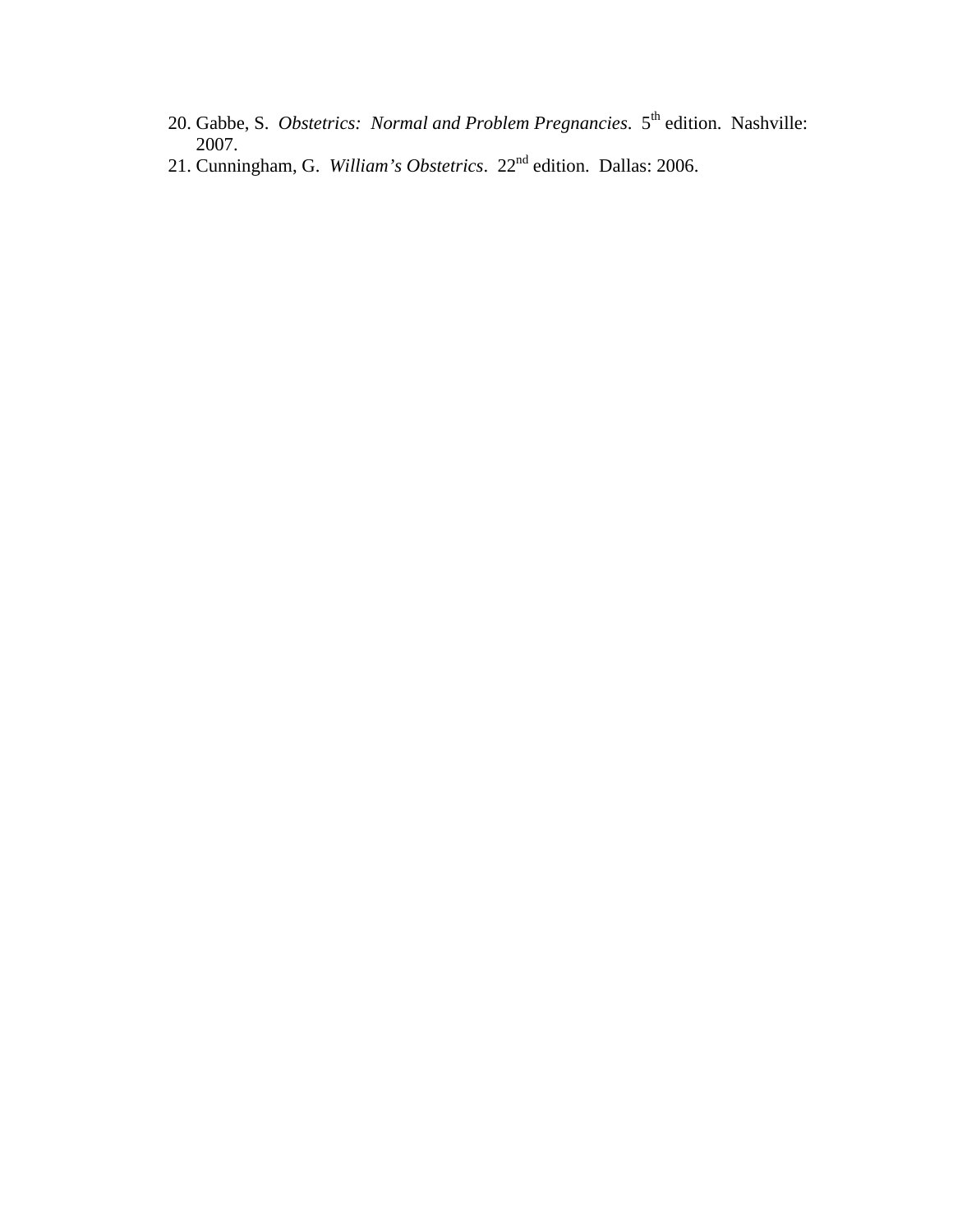20. Gabbe, S. *Obstetrics: Normal and Problem Pregnancies*. 5th edition. Nashville: 2007.
21. Cunningham, G. *William's Obstetrics*. 22nd edition. Dallas: 2006.